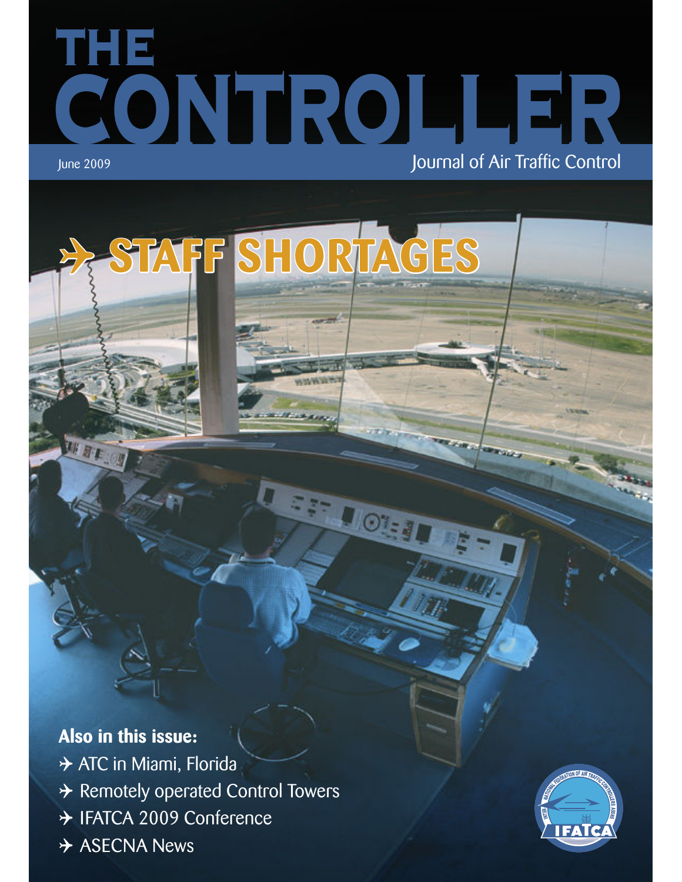# THE CONTROLLER

June 2009

Journal of Air Traffic Control

## ✈ STAFF SHORTAGES

**Also in this issue:**

- ✈ ATC in Miami, Florida
- ✈ Remotely operated Control Towers
- ✈ IFATCA 2009 Conference
- ✈ ASECNA News

IFATCA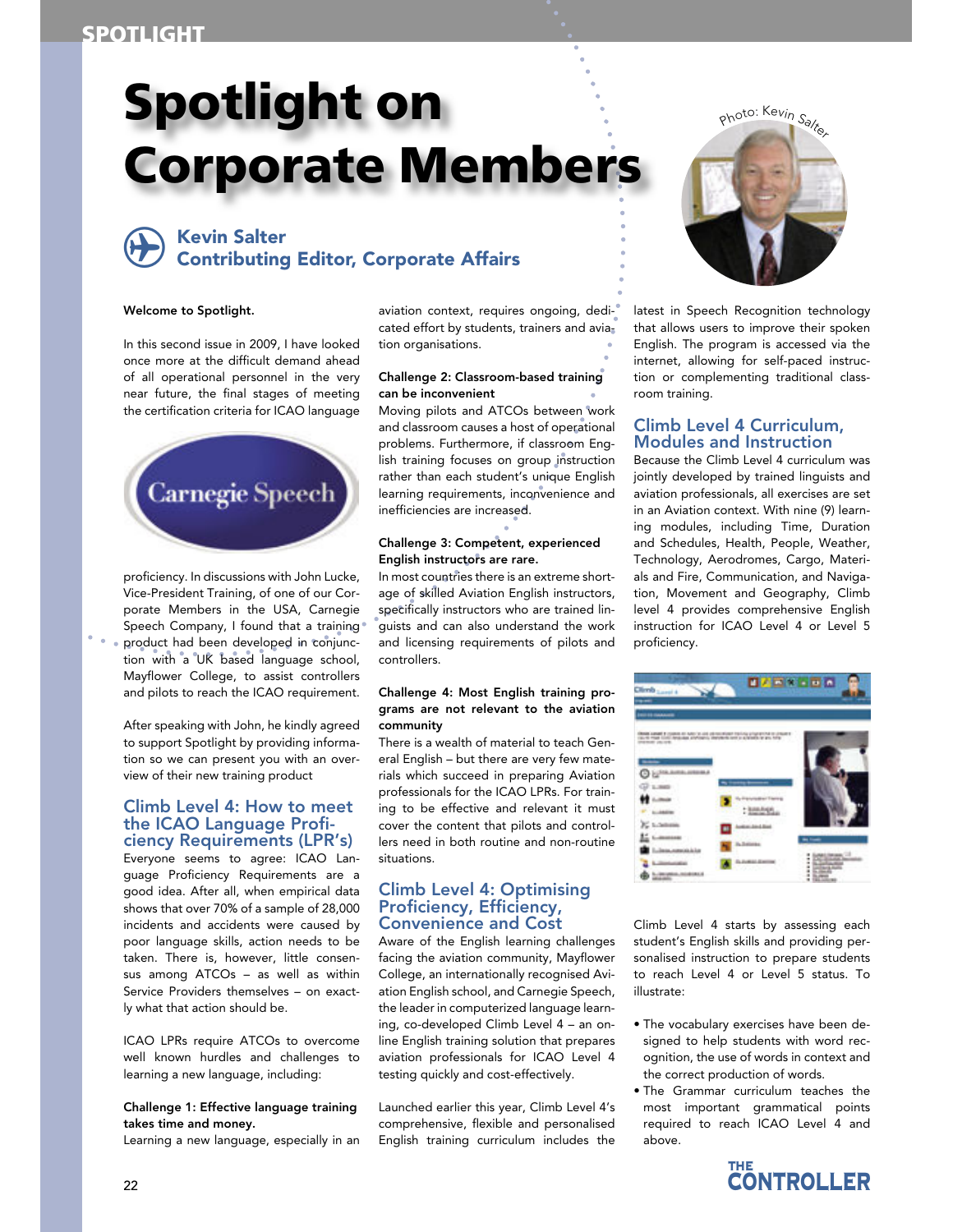# Spotlight on Corporate Members

## Kevin Salter
## Contributing Editor, Corporate Affairs

Photo: Kevin Salter

**Welcome to Spotlight.**

In this second issue in 2009, I have looked once more at the difficult demand ahead of all operational personnel in the very near future, the final stages of meeting the certification criteria for ICAO language proficiency. In discussions with John Lucke, Vice-President Training, of one of our Corporate Members in the USA, Carnegie Speech Company, I found that a training product had been developed in conjunction with a UK based language school, Mayflower College, to assist controllers and pilots to reach the ICAO requirement.

After speaking with John, he kindly agreed to support Spotlight by providing information so we can present you with an overview of their new training product

### Climb Level 4: How to meet the ICAO Language Proficiency Requirements (LPR's)

Everyone seems to agree: ICAO Language Proficiency Requirements are a good idea. After all, when empirical data shows that over 70% of a sample of 28,000 incidents and accidents were caused by poor language skills, action needs to be taken. There is, however, little consensus among ATCOs – as well as within Service Providers themselves – on exactly what that action should be.

ICAO LPRs require ATCOs to overcome well known hurdles and challenges to learning a new language, including:

**Challenge 1: Effective language training takes time and money.**
Learning a new language, especially in an aviation context, requires ongoing, dedicated effort by students, trainers and aviation organisations.

**Challenge 2: Classroom-based training can be inconvenient**
Moving pilots and ATCOs between work and classroom causes a host of operational problems. Furthermore, if classroom English training focuses on group instruction rather than each student's unique English learning requirements, inconvenience and inefficiencies are increased.

**Challenge 3: Competent, experienced English instructors are rare.**
In most countries there is an extreme shortage of skilled Aviation English instructors, specifically instructors who are trained linguists and can also understand the work and licensing requirements of pilots and controllers.

**Challenge 4: Most English training programs are not relevant to the aviation community**
There is a wealth of material to teach General English – but there are very few materials which succeed in preparing Aviation professionals for the ICAO LPRs. For training to be effective and relevant it must cover the content that pilots and controllers need in both routine and non-routine situations.

### Climb Level 4: Optimising Proficiency, Efficiency, Convenience and Cost

Aware of the English learning challenges facing the aviation community, Mayflower College, an internationally recognised Aviation English school, and Carnegie Speech, the leader in computerized language learning, co-developed Climb Level 4 – an online English training solution that prepares aviation professionals for ICAO Level 4 testing quickly and cost-effectively.

Launched earlier this year, Climb Level 4's comprehensive, flexible and personalised English training curriculum includes the latest in Speech Recognition technology that allows users to improve their spoken English. The program is accessed via the internet, allowing for self-paced instruction or complementing traditional classroom training.

### Climb Level 4 Curriculum, Modules and Instruction

Because the Climb Level 4 curriculum was jointly developed by trained linguists and aviation professionals, all exercises are set in an Aviation context. With nine (9) learning modules, including Time, Duration and Schedules, Health, People, Weather, Technology, Aerodromes, Cargo, Materials and Fire, Communication, and Navigation, Movement and Geography, Climb level 4 provides comprehensive English instruction for ICAO Level 4 or Level 5 proficiency.

Climb Level 4 starts by assessing each student's English skills and providing personalised instruction to prepare students to reach Level 4 or Level 5 status. To illustrate:

- The vocabulary exercises have been designed to help students with word recognition, the use of words in context and the correct production of words.
- The Grammar curriculum teaches the most important grammatical points required to reach ICAO Level 4 and above.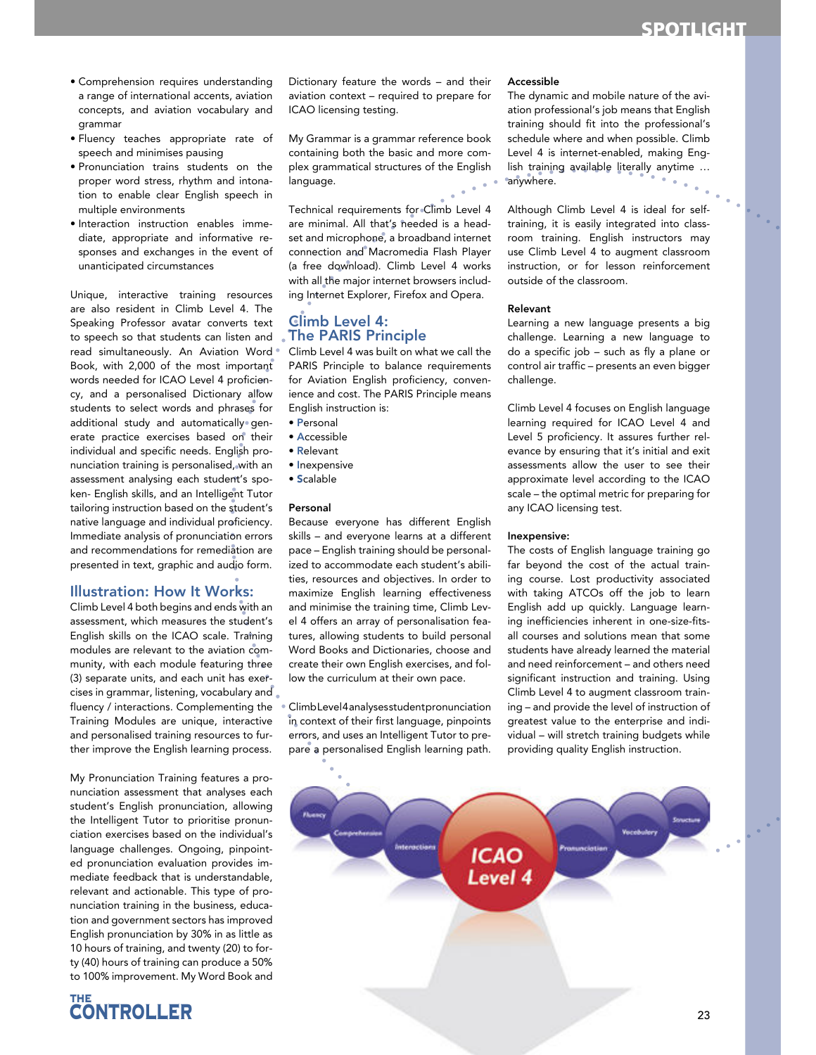- Comprehension requires understanding a range of international accents, aviation concepts, and aviation vocabulary and grammar
- Fluency teaches appropriate rate of speech and minimises pausing
- Pronunciation trains students on the proper word stress, rhythm and intonation to enable clear English speech in multiple environments
- Interaction instruction enables immediate, appropriate and informative responses and exchanges in the event of unanticipated circumstances

Unique, interactive training resources are also resident in Climb Level 4. The Speaking Professor avatar converts text to speech so that students can listen and read simultaneously. An Aviation Word Book, with 2,000 of the most important words needed for ICAO Level 4 proficiency, and a personalised Dictionary allow students to select words and phrases for additional study and automatically generate practice exercises based on their individual and specific needs. English pronunciation training is personalised, with an assessment analysing each student's spoken English skills, and an Intelligent Tutor tailoring instruction based on the student's native language and individual proficiency. Immediate analysis of pronunciation errors and recommendations for remediation are presented in text, graphic and audio form.

## Illustration: How It Works:

Climb Level 4 both begins and ends with an assessment, which measures the student's English skills on the ICAO scale. Training modules are relevant to the aviation community, with each module featuring three (3) separate units, and each unit has exercises in grammar, listening, vocabulary and fluency / interactions. Complementing the Training Modules are unique, interactive and personalised training resources to further improve the English learning process.

My Pronunciation Training features a pronunciation assessment that analyses each student's English pronunciation, allowing the Intelligent Tutor to prioritise pronunciation exercises based on the individual's language challenges. Ongoing, pinpointed pronunciation evaluation provides immediate feedback that is understandable, relevant and actionable. This type of pronunciation training in the business, education and government sectors has improved English pronunciation by 30% in as little as 10 hours of training, and twenty (20) to forty (40) hours of training can produce a 50% to 100% improvement. My Word Book and Dictionary feature the words – and their aviation context – required to prepare for ICAO licensing testing.

My Grammar is a grammar reference book containing both the basic and more complex grammatical structures of the English language.

Technical requirements for Climb Level 4 are minimal. All that's needed is a headset and microphone, a broadband internet connection and Macromedia Flash Player (a free download). Climb Level 4 works with all the major internet browsers including Internet Explorer, Firefox and Opera.

## Climb Level 4: The PARIS Principle

Climb Level 4 was built on what we call the PARIS Principle to balance requirements for Aviation English proficiency, convenience and cost. The PARIS Principle means English instruction is:

- **P**ersonal
- **A**ccessible
- **R**elevant
- **I**nexpensive
- **S**calable

### Personal

Because everyone has different English skills – and everyone learns at a different pace – English training should be personalized to accommodate each student's abilities, resources and objectives. In order to maximize English learning effectiveness and minimise the training time, Climb Level 4 offers an array of personalisation features, allowing students to build personal Word Books and Dictionaries, choose and create their own English exercises, and follow the curriculum at their own pace.

ClimbLevel4analysesstudentpronunciation in context of their first language, pinpoints errors, and uses an Intelligent Tutor to prepare a personalised English learning path.

### Accessible

The dynamic and mobile nature of the aviation professional's job means that English training should fit into the professional's schedule where and when possible. Climb Level 4 is internet-enabled, making English training available literally anytime … anywhere.

Although Climb Level 4 is ideal for self-training, it is easily integrated into classroom training. English instructors may use Climb Level 4 to augment classroom instruction, or for lesson reinforcement outside of the classroom.

### Relevant

Learning a new language presents a big challenge. Learning a new language to do a specific job – such as fly a plane or control air traffic – presents an even bigger challenge.

Climb Level 4 focuses on English language learning required for ICAO Level 4 and Level 5 proficiency. It assures further relevance by ensuring that it's initial and exit assessments allow the user to see their approximate level according to the ICAO scale – the optimal metric for preparing for any ICAO licensing test.

### Inexpensive:

The costs of English language training go far beyond the cost of the actual training course. Lost productivity associated with taking ATCOs off the job to learn English add up quickly. Language learning inefficiencies inherent in one-size-fits-all courses and solutions mean that some students have already learned the material and need reinforcement – and others need significant instruction and training. Using Climb Level 4 to augment classroom training – and provide the level of instruction of greatest value to the enterprise and individual – will stretch training budgets while providing quality English instruction.

Fluency · Comprehension · Interactions · ICAO Level 4 · Pronunciation · Vocabulary · Structure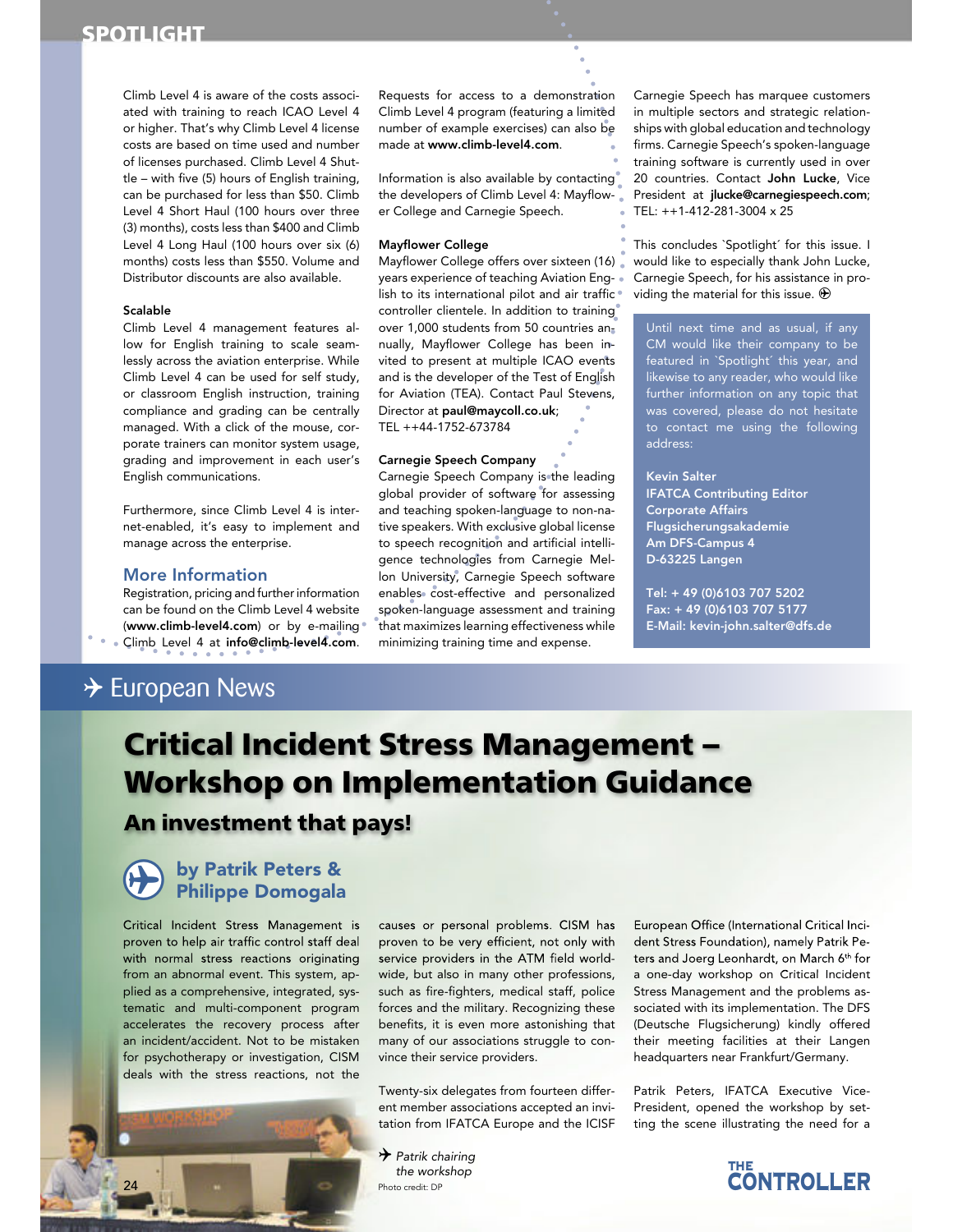Climb Level 4 is aware of the costs associated with training to reach ICAO Level 4 or higher. That's why Climb Level 4 license costs are based on time used and number of licenses purchased. Climb Level 4 Shuttle – with five (5) hours of English training, can be purchased for less than $50. Climb Level 4 Short Haul (100 hours over three (3) months), costs less than $400 and Climb Level 4 Long Haul (100 hours over six (6) months) costs less than $550. Volume and Distributor discounts are also available.

**Scalable**

Climb Level 4 management features allow for English training to scale seamlessly across the aviation enterprise. While Climb Level 4 can be used for self study, or classroom English instruction, training compliance and grading can be centrally managed. With a click of the mouse, corporate trainers can monitor system usage, grading and improvement in each user's English communications.

Furthermore, since Climb Level 4 is internet-enabled, it's easy to implement and manage across the enterprise.

## More Information

Registration, pricing and further information can be found on the Climb Level 4 website (**www.climb-level4.com**) or by e-mailing Climb Level 4 at **info@climb-level4.com**.

Requests for access to a demonstration Climb Level 4 program (featuring a limited number of example exercises) can also be made at **www.climb-level4.com**.

Information is also available by contacting the developers of Climb Level 4: Mayflower College and Carnegie Speech.

**Mayflower College**

Mayflower College offers over sixteen (16) years experience of teaching Aviation English to its international pilot and air traffic controller clientele. In addition to training over 1,000 students from 50 countries annually, Mayflower College has been invited to present at multiple ICAO events and is the developer of the Test of English for Aviation (TEA). Contact Paul Stevens, Director at **paul@maycoll.co.uk**; TEL ++44-1752-673784

**Carnegie Speech Company**

Carnegie Speech Company is the leading global provider of software for assessing and teaching spoken-language to non-native speakers. With exclusive global license to speech recognition and artificial intelligence technologies from Carnegie Mellon University, Carnegie Speech software enables cost-effective and personalized spoken-language assessment and training that maximizes learning effectiveness while minimizing training time and expense.

Carnegie Speech has marquee customers in multiple sectors and strategic relationships with global education and technology firms. Carnegie Speech's spoken-language training software is currently used in over 20 countries. Contact **John Lucke**, Vice President at **jlucke@carnegiespeech.com**; TEL: ++1-412-281-3004 x 25

This concludes `Spotlight´ for this issue. I would like to especially thank John Lucke, Carnegie Speech, for his assistance in providing the material for this issue.

Until next time and as usual, if any CM would like their company to be featured in `Spotlight´ this year, and likewise to any reader, who would like further information on any topic that was covered, please do not hesitate to contact me using the following address:

**Kevin Salter**
**IFATCA Contributing Editor**
**Corporate Affairs**
**Flugsicherungsakademie**
**Am DFS-Campus 4**
**D-63225 Langen**

**Tel: + 49 (0)6103 707 5202**
**Fax: + 49 (0)6103 707 5177**
**E-Mail: kevin-john.salter@dfs.de**

# European News

# Critical Incident Stress Management – Workshop on Implementation Guidance

## An investment that pays!

### by Patrik Peters & Philippe Domogala

Critical Incident Stress Management is proven to help air traffic control staff deal with normal stress reactions originating from an abnormal event. This system, applied as a comprehensive, integrated, systematic and multi-component program accelerates the recovery process after an incident/accident. Not to be mistaken for psychotherapy or investigation, CISM deals with the stress reactions, not the causes or personal problems. CISM has proven to be very efficient, not only with service providers in the ATM field worldwide, but also in many other professions, such as fire-fighters, medical staff, police forces and the military. Recognizing these benefits, it is even more astonishing that many of our associations struggle to convince their service providers.

Twenty-six delegates from fourteen different member associations accepted an invitation from IFATCA Europe and the ICISF European Office (International Critical Incident Stress Foundation), namely Patrik Peters and Joerg Leonhardt, on March 6th for a one-day workshop on Critical Incident Stress Management and the problems associated with its implementation. The DFS (Deutsche Flugsicherung) kindly offered their meeting facilities at their Langen headquarters near Frankfurt/Germany.

Patrik Peters, IFATCA Executive Vice-President, opened the workshop by setting the scene illustrating the need for a

*Patrik chairing the workshop*
Photo credit: DP